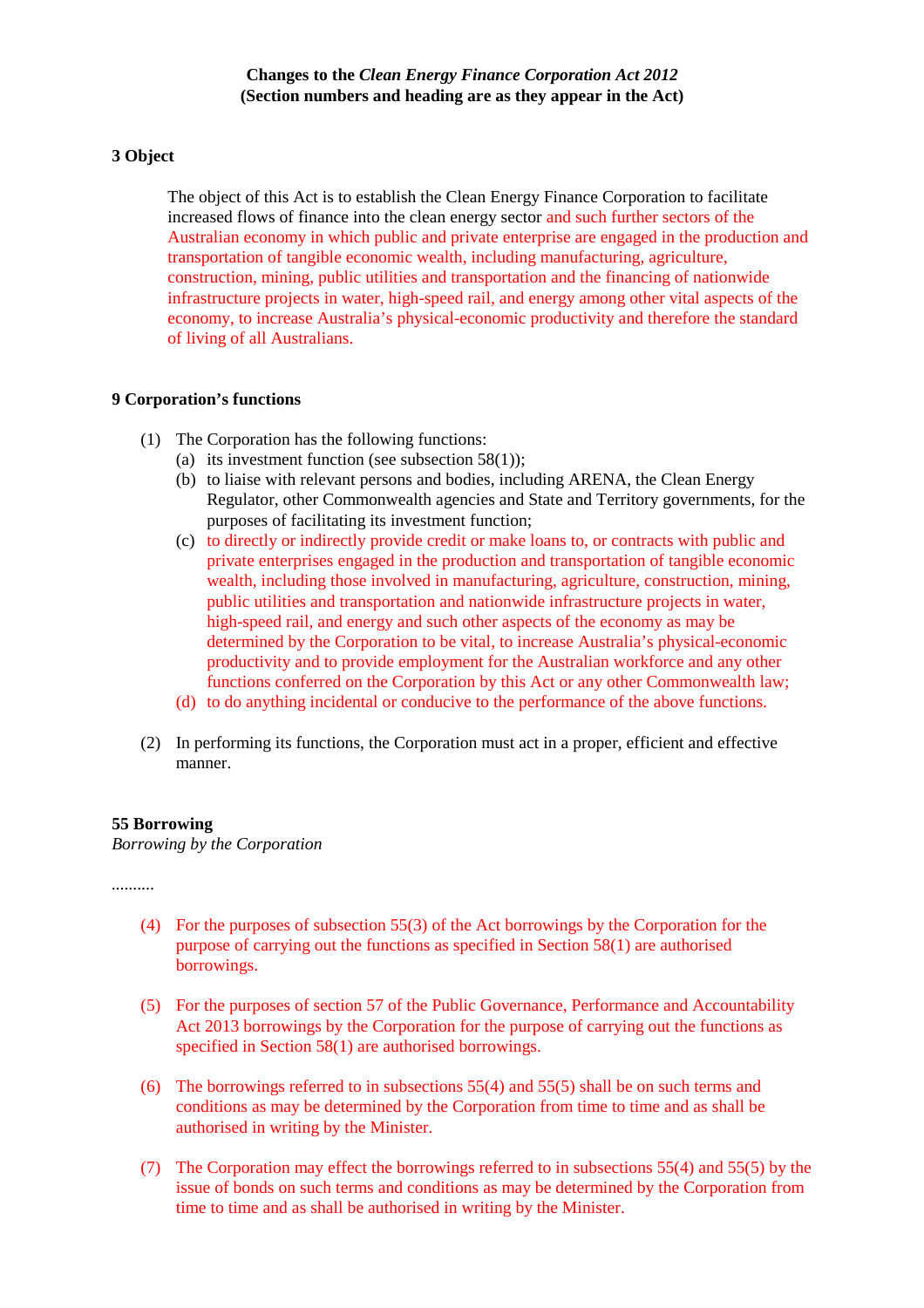**Changes to the *Clean Energy Finance Corporation Act 2012***
**(Section numbers and heading are as they appear in the Act)**

### 3 Object

The object of this Act is to establish the Clean Energy Finance Corporation to facilitate increased flows of finance into the clean energy sector and such further sectors of the Australian economy in which public and private enterprise are engaged in the production and transportation of tangible economic wealth, including manufacturing, agriculture, construction, mining, public utilities and transportation and the financing of nationwide infrastructure projects in water, high-speed rail, and energy among other vital aspects of the economy, to increase Australia's physical-economic productivity and therefore the standard of living of all Australians.

### 9 Corporation's functions

(1) The Corporation has the following functions:
  (a) its investment function (see subsection 58(1));
  (b) to liaise with relevant persons and bodies, including ARENA, the Clean Energy Regulator, other Commonwealth agencies and State and Territory governments, for the purposes of facilitating its investment function;
  (c) to directly or indirectly provide credit or make loans to, or contracts with public and private enterprises engaged in the production and transportation of tangible economic wealth, including those involved in manufacturing, agriculture, construction, mining, public utilities and transportation and nationwide infrastructure projects in water, high-speed rail, and energy and such other aspects of the economy as may be determined by the Corporation to be vital, to increase Australia's physical-economic productivity and to provide employment for the Australian workforce and any other functions conferred on the Corporation by this Act or any other Commonwealth law;
  (d) to do anything incidental or conducive to the performance of the above functions.

(2) In performing its functions, the Corporation must act in a proper, efficient and effective manner.

### 55 Borrowing

*Borrowing by the Corporation*

..........

(4) For the purposes of subsection 55(3) of the Act borrowings by the Corporation for the purpose of carrying out the functions as specified in Section 58(1) are authorised borrowings.

(5) For the purposes of section 57 of the Public Governance, Performance and Accountability Act 2013 borrowings by the Corporation for the purpose of carrying out the functions as specified in Section 58(1) are authorised borrowings.

(6) The borrowings referred to in subsections 55(4) and 55(5) shall be on such terms and conditions as may be determined by the Corporation from time to time and as shall be authorised in writing by the Minister.

(7) The Corporation may effect the borrowings referred to in subsections 55(4) and 55(5) by the issue of bonds on such terms and conditions as may be determined by the Corporation from time to time and as shall be authorised in writing by the Minister.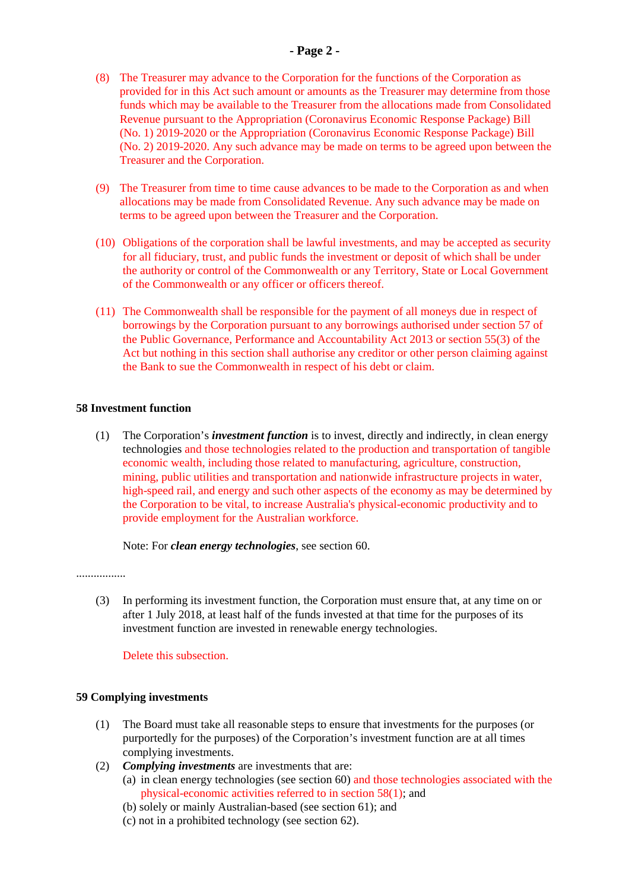(8) The Treasurer may advance to the Corporation for the functions of the Corporation as provided for in this Act such amount or amounts as the Treasurer may determine from those funds which may be available to the Treasurer from the allocations made from Consolidated Revenue pursuant to the Appropriation (Coronavirus Economic Response Package) Bill (No. 1) 2019-2020 or the Appropriation (Coronavirus Economic Response Package) Bill (No. 2) 2019-2020. Any such advance may be made on terms to be agreed upon between the Treasurer and the Corporation.

(9) The Treasurer from time to time cause advances to be made to the Corporation as and when allocations may be made from Consolidated Revenue. Any such advance may be made on terms to be agreed upon between the Treasurer and the Corporation.

(10) Obligations of the corporation shall be lawful investments, and may be accepted as security for all fiduciary, trust, and public funds the investment or deposit of which shall be under the authority or control of the Commonwealth or any Territory, State or Local Government of the Commonwealth or any officer or officers thereof.

(11) The Commonwealth shall be responsible for the payment of all moneys due in respect of borrowings by the Corporation pursuant to any borrowings authorised under section 57 of the Public Governance, Performance and Accountability Act 2013 or section 55(3) of the Act but nothing in this section shall authorise any creditor or other person claiming against the Bank to sue the Commonwealth in respect of his debt or claim.

**58 Investment function**

(1) The Corporation's ***investment function*** is to invest, directly and indirectly, in clean energy technologies and those technologies related to the production and transportation of tangible economic wealth, including those related to manufacturing, agriculture, construction, mining, public utilities and transportation and nationwide infrastructure projects in water, high-speed rail, and energy and such other aspects of the economy as may be determined by the Corporation to be vital, to increase Australia's physical-economic productivity and to provide employment for the Australian workforce.

Note: For ***clean energy technologies***, see section 60.

.................

(3) In performing its investment function, the Corporation must ensure that, at any time on or after 1 July 2018, at least half of the funds invested at that time for the purposes of its investment function are invested in renewable energy technologies.

Delete this subsection.

**59 Complying investments**

(1) The Board must take all reasonable steps to ensure that investments for the purposes (or purportedly for the purposes) of the Corporation's investment function are at all times complying investments.

(2) ***Complying investments*** are investments that are:
  (a) in clean energy technologies (see section 60) and those technologies associated with the physical-economic activities referred to in section 58(1); and
  (b) solely or mainly Australian-based (see section 61); and
  (c) not in a prohibited technology (see section 62).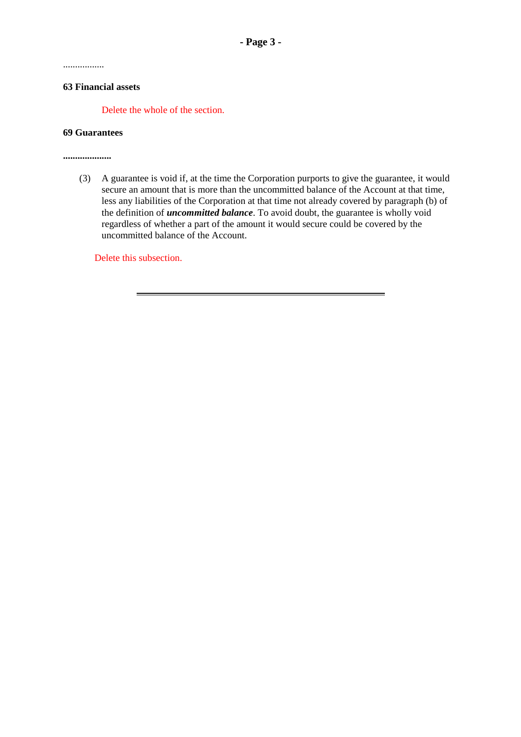.................

**63 Financial assets**

Delete the whole of the section.

**69 Guarantees**

**....................**

(3) A guarantee is void if, at the time the Corporation purports to give the guarantee, it would secure an amount that is more than the uncommitted balance of the Account at that time, less any liabilities of the Corporation at that time not already covered by paragraph (b) of the definition of ***uncommitted balance***. To avoid doubt, the guarantee is wholly void regardless of whether a part of the amount it would secure could be covered by the uncommitted balance of the Account.

Delete this subsection.